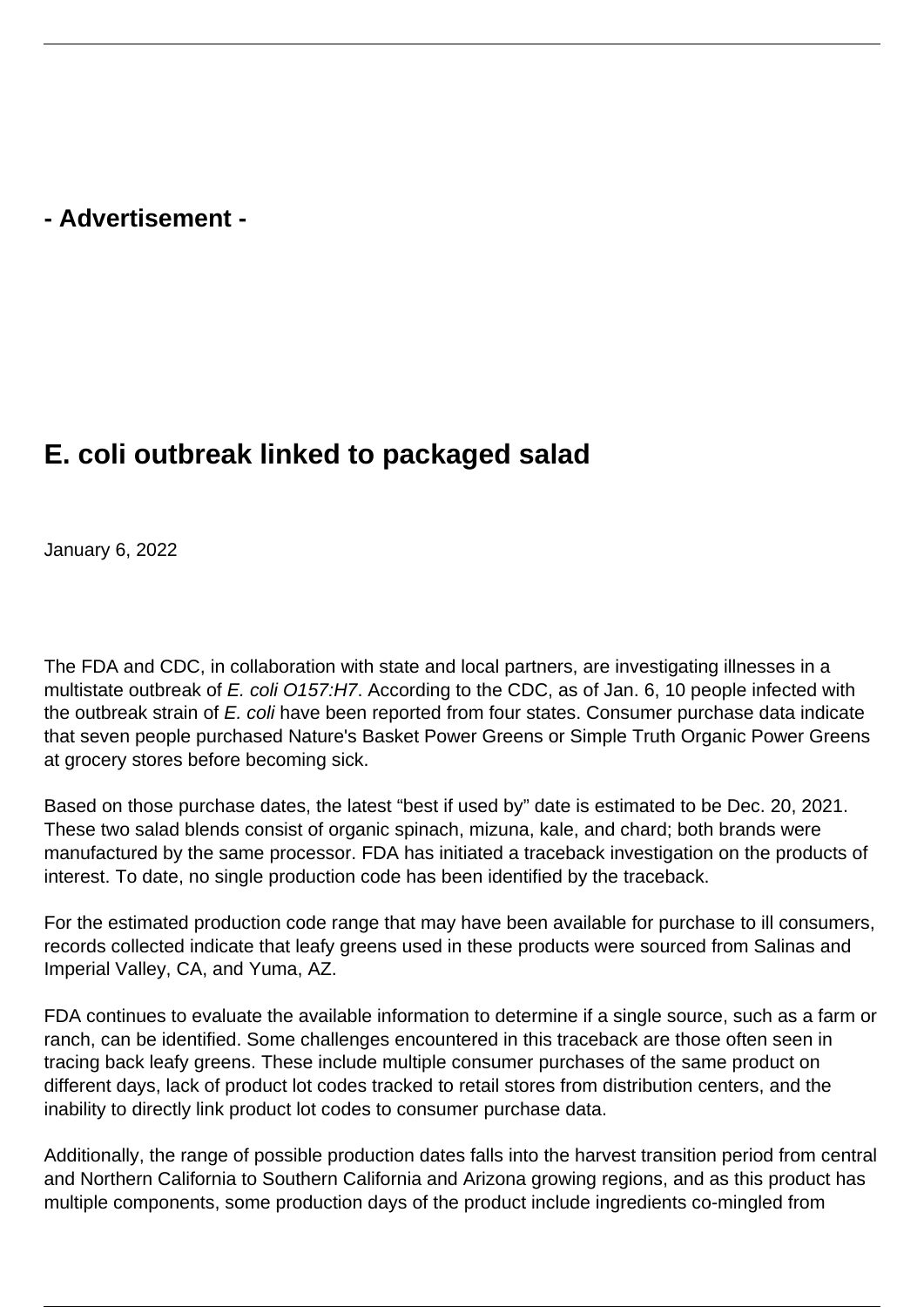- Advertisement -

# E. coli outbreak linked to packaged salad

January 6, 2022

The FDA and CDC, in collaboration with state and local partners, are investigating illnesses in a multistate outbreak of *E. coli O157:H7*. According to the CDC, as of Jan. 6, 10 people infected with the outbreak strain of *E. coli* have been reported from four states. Consumer purchase data indicate that seven people purchased Nature's Basket Power Greens or Simple Truth Organic Power Greens at grocery stores before becoming sick.

Based on those purchase dates, the latest "best if used by" date is estimated to be Dec. 20, 2021. These two salad blends consist of organic spinach, mizuna, kale, and chard; both brands were manufactured by the same processor. FDA has initiated a traceback investigation on the products of interest. To date, no single production code has been identified by the traceback.

For the estimated production code range that may have been available for purchase to ill consumers, records collected indicate that leafy greens used in these products were sourced from Salinas and Imperial Valley, CA, and Yuma, AZ.

FDA continues to evaluate the available information to determine if a single source, such as a farm or ranch, can be identified. Some challenges encountered in this traceback are those often seen in tracing back leafy greens. These include multiple consumer purchases of the same product on different days, lack of product lot codes tracked to retail stores from distribution centers, and the inability to directly link product lot codes to consumer purchase data.

Additionally, the range of possible production dates falls into the harvest transition period from central and Northern California to Southern California and Arizona growing regions, and as this product has multiple components, some production days of the product include ingredients co-mingled from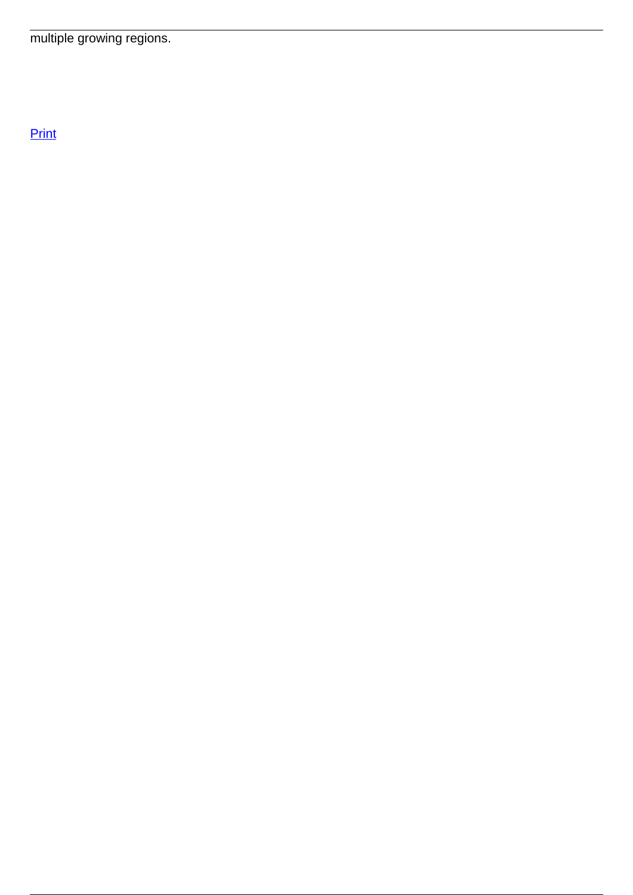multiple growing regions.

Print